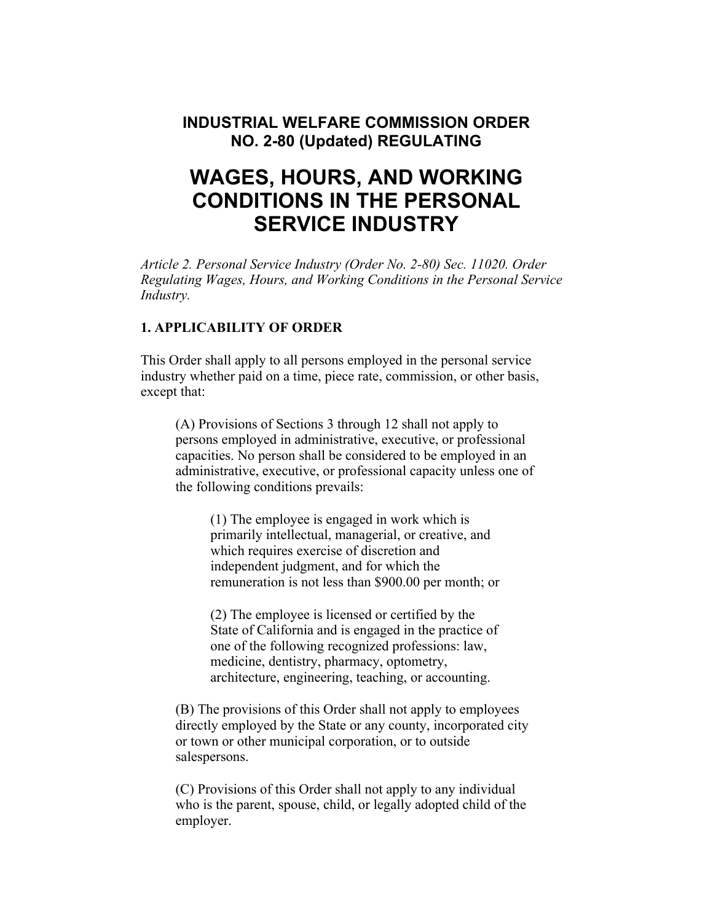# INDUSTRIAL WELFARE COMMISSION ORDER NO. 2-80 (Updated) REGULATING

# WAGES, HOURS, AND WORKING CONDITIONS IN THE PERSONAL SERVICE INDUSTRY

*Article 2. Personal Service Industry (Order No. 2-80) Sec. 11020. Order Regulating Wages, Hours, and Working Conditions in the Personal Service Industry.*

### 1. APPLICABILITY OF ORDER

This Order shall apply to all persons employed in the personal service industry whether paid on a time, piece rate, commission, or other basis, except that:

(A) Provisions of Sections 3 through 12 shall not apply to persons employed in administrative, executive, or professional capacities. No person shall be considered to be employed in an administrative, executive, or professional capacity unless one of the following conditions prevails:

(1) The employee is engaged in work which is primarily intellectual, managerial, or creative, and which requires exercise of discretion and independent judgment, and for which the remuneration is not less than $900.00 per month; or

(2) The employee is licensed or certified by the State of California and is engaged in the practice of one of the following recognized professions: law, medicine, dentistry, pharmacy, optometry, architecture, engineering, teaching, or accounting.

(B) The provisions of this Order shall not apply to employees directly employed by the State or any county, incorporated city or town or other municipal corporation, or to outside salespersons.

(C) Provisions of this Order shall not apply to any individual who is the parent, spouse, child, or legally adopted child of the employer.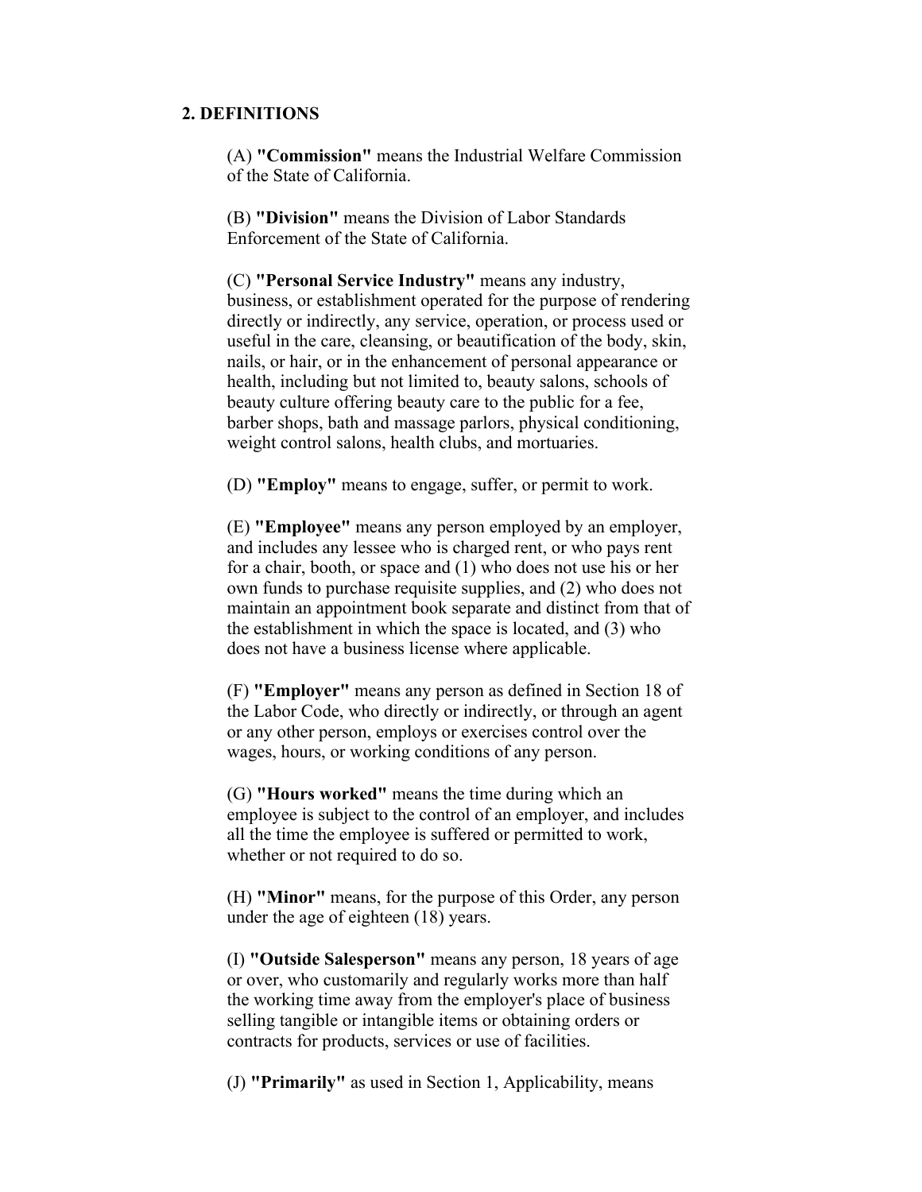## 2. DEFINITIONS

(A) **"Commission"** means the Industrial Welfare Commission of the State of California.

(B) **"Division"** means the Division of Labor Standards Enforcement of the State of California.

(C) **"Personal Service Industry"** means any industry, business, or establishment operated for the purpose of rendering directly or indirectly, any service, operation, or process used or useful in the care, cleansing, or beautification of the body, skin, nails, or hair, or in the enhancement of personal appearance or health, including but not limited to, beauty salons, schools of beauty culture offering beauty care to the public for a fee, barber shops, bath and massage parlors, physical conditioning, weight control salons, health clubs, and mortuaries.

(D) **"Employ"** means to engage, suffer, or permit to work.

(E) **"Employee"** means any person employed by an employer, and includes any lessee who is charged rent, or who pays rent for a chair, booth, or space and (1) who does not use his or her own funds to purchase requisite supplies, and (2) who does not maintain an appointment book separate and distinct from that of the establishment in which the space is located, and (3) who does not have a business license where applicable.

(F) **"Employer"** means any person as defined in Section 18 of the Labor Code, who directly or indirectly, or through an agent or any other person, employs or exercises control over the wages, hours, or working conditions of any person.

(G) **"Hours worked"** means the time during which an employee is subject to the control of an employer, and includes all the time the employee is suffered or permitted to work, whether or not required to do so.

(H) **"Minor"** means, for the purpose of this Order, any person under the age of eighteen (18) years.

(I) **"Outside Salesperson"** means any person, 18 years of age or over, who customarily and regularly works more than half the working time away from the employer's place of business selling tangible or intangible items or obtaining orders or contracts for products, services or use of facilities.

(J) **"Primarily"** as used in Section 1, Applicability, means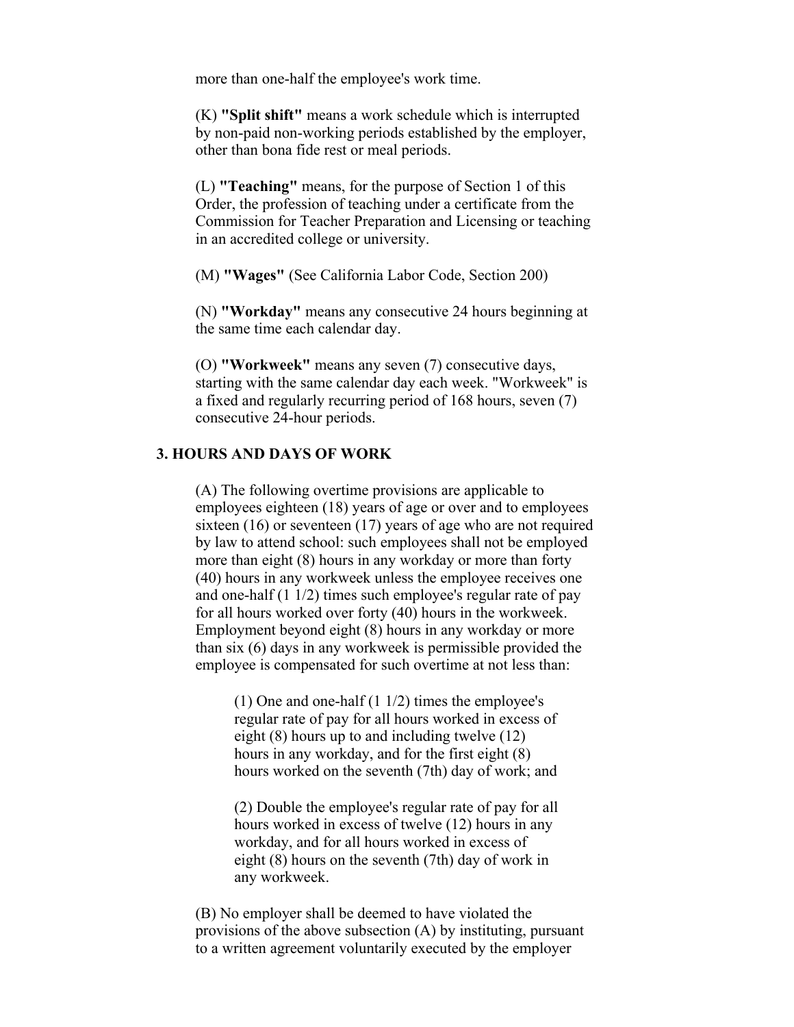more than one-half the employee's work time.

(K) **"Split shift"** means a work schedule which is interrupted by non-paid non-working periods established by the employer, other than bona fide rest or meal periods.

(L) **"Teaching"** means, for the purpose of Section 1 of this Order, the profession of teaching under a certificate from the Commission for Teacher Preparation and Licensing or teaching in an accredited college or university.

(M) **"Wages"** (See California Labor Code, Section 200)

(N) **"Workday"** means any consecutive 24 hours beginning at the same time each calendar day.

(O) **"Workweek"** means any seven (7) consecutive days, starting with the same calendar day each week. "Workweek" is a fixed and regularly recurring period of 168 hours, seven (7) consecutive 24-hour periods.

## 3. HOURS AND DAYS OF WORK

(A) The following overtime provisions are applicable to employees eighteen (18) years of age or over and to employees sixteen (16) or seventeen (17) years of age who are not required by law to attend school: such employees shall not be employed more than eight (8) hours in any workday or more than forty (40) hours in any workweek unless the employee receives one and one-half (1 1/2) times such employee's regular rate of pay for all hours worked over forty (40) hours in the workweek. Employment beyond eight (8) hours in any workday or more than six (6) days in any workweek is permissible provided the employee is compensated for such overtime at not less than:

(1) One and one-half (1 1/2) times the employee's regular rate of pay for all hours worked in excess of eight (8) hours up to and including twelve (12) hours in any workday, and for the first eight (8) hours worked on the seventh (7th) day of work; and

(2) Double the employee's regular rate of pay for all hours worked in excess of twelve (12) hours in any workday, and for all hours worked in excess of eight (8) hours on the seventh (7th) day of work in any workweek.

(B) No employer shall be deemed to have violated the provisions of the above subsection (A) by instituting, pursuant to a written agreement voluntarily executed by the employer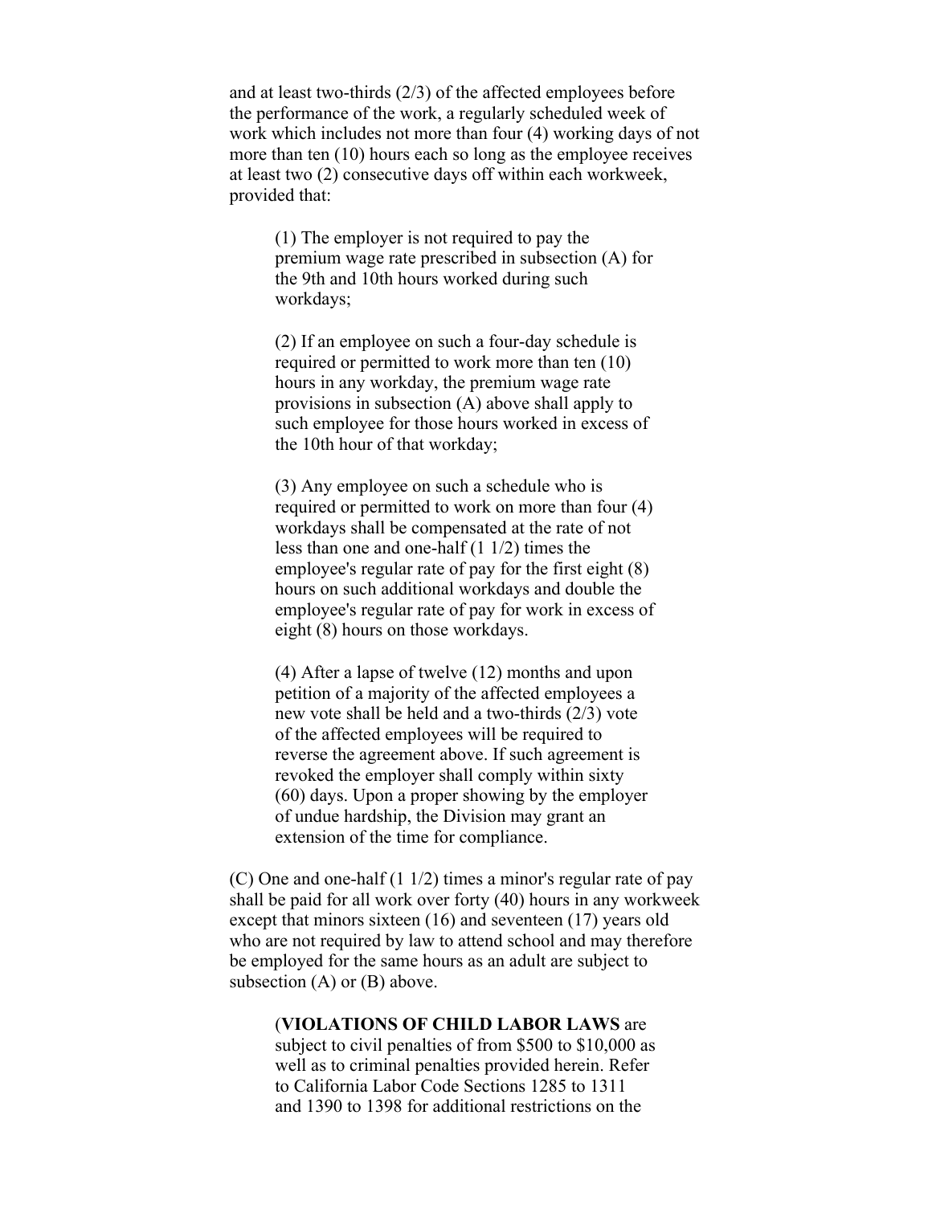and at least two-thirds (2/3) of the affected employees before the performance of the work, a regularly scheduled week of work which includes not more than four (4) working days of not more than ten (10) hours each so long as the employee receives at least two (2) consecutive days off within each workweek, provided that:

> (1) The employer is not required to pay the premium wage rate prescribed in subsection (A) for the 9th and 10th hours worked during such workdays;
>
> (2) If an employee on such a four-day schedule is required or permitted to work more than ten (10) hours in any workday, the premium wage rate provisions in subsection (A) above shall apply to such employee for those hours worked in excess of the 10th hour of that workday;
>
> (3) Any employee on such a schedule who is required or permitted to work on more than four (4) workdays shall be compensated at the rate of not less than one and one-half (1 1/2) times the employee's regular rate of pay for the first eight (8) hours on such additional workdays and double the employee's regular rate of pay for work in excess of eight (8) hours on those workdays.
>
> (4) After a lapse of twelve (12) months and upon petition of a majority of the affected employees a new vote shall be held and a two-thirds (2/3) vote of the affected employees will be required to reverse the agreement above. If such agreement is revoked the employer shall comply within sixty (60) days. Upon a proper showing by the employer of undue hardship, the Division may grant an extension of the time for compliance.

(C) One and one-half (1 1/2) times a minor's regular rate of pay shall be paid for all work over forty (40) hours in any workweek except that minors sixteen (16) and seventeen (17) years old who are not required by law to attend school and may therefore be employed for the same hours as an adult are subject to subsection (A) or (B) above.

> (**VIOLATIONS OF CHILD LABOR LAWS** are subject to civil penalties of from $500 to $10,000 as well as to criminal penalties provided herein. Refer to California Labor Code Sections 1285 to 1311 and 1390 to 1398 for additional restrictions on the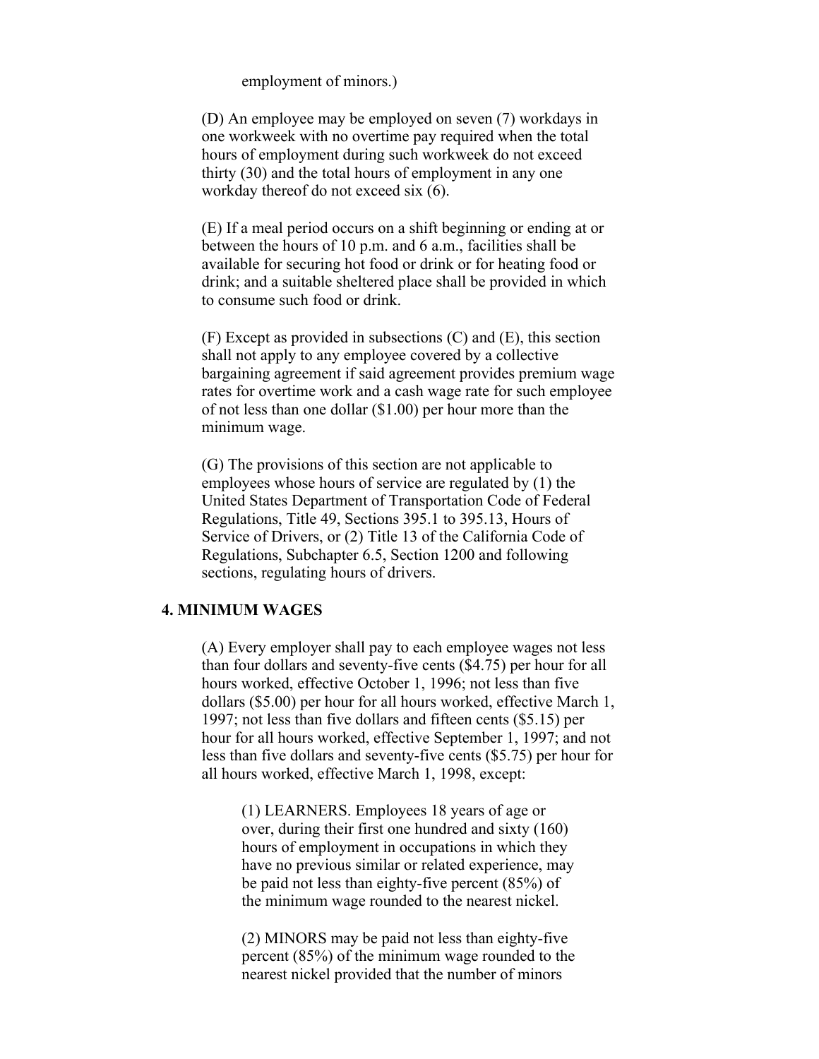employment of minors.)

(D) An employee may be employed on seven (7) workdays in one workweek with no overtime pay required when the total hours of employment during such workweek do not exceed thirty (30) and the total hours of employment in any one workday thereof do not exceed six (6).

(E) If a meal period occurs on a shift beginning or ending at or between the hours of 10 p.m. and 6 a.m., facilities shall be available for securing hot food or drink or for heating food or drink; and a suitable sheltered place shall be provided in which to consume such food or drink.

(F) Except as provided in subsections (C) and (E), this section shall not apply to any employee covered by a collective bargaining agreement if said agreement provides premium wage rates for overtime work and a cash wage rate for such employee of not less than one dollar ($1.00) per hour more than the minimum wage.

(G) The provisions of this section are not applicable to employees whose hours of service are regulated by (1) the United States Department of Transportation Code of Federal Regulations, Title 49, Sections 395.1 to 395.13, Hours of Service of Drivers, or (2) Title 13 of the California Code of Regulations, Subchapter 6.5, Section 1200 and following sections, regulating hours of drivers.

**4. MINIMUM WAGES**

(A) Every employer shall pay to each employee wages not less than four dollars and seventy-five cents ($4.75) per hour for all hours worked, effective October 1, 1996; not less than five dollars ($5.00) per hour for all hours worked, effective March 1, 1997; not less than five dollars and fifteen cents ($5.15) per hour for all hours worked, effective September 1, 1997; and not less than five dollars and seventy-five cents ($5.75) per hour for all hours worked, effective March 1, 1998, except:

(1) LEARNERS. Employees 18 years of age or over, during their first one hundred and sixty (160) hours of employment in occupations in which they have no previous similar or related experience, may be paid not less than eighty-five percent (85%) of the minimum wage rounded to the nearest nickel.

(2) MINORS may be paid not less than eighty-five percent (85%) of the minimum wage rounded to the nearest nickel provided that the number of minors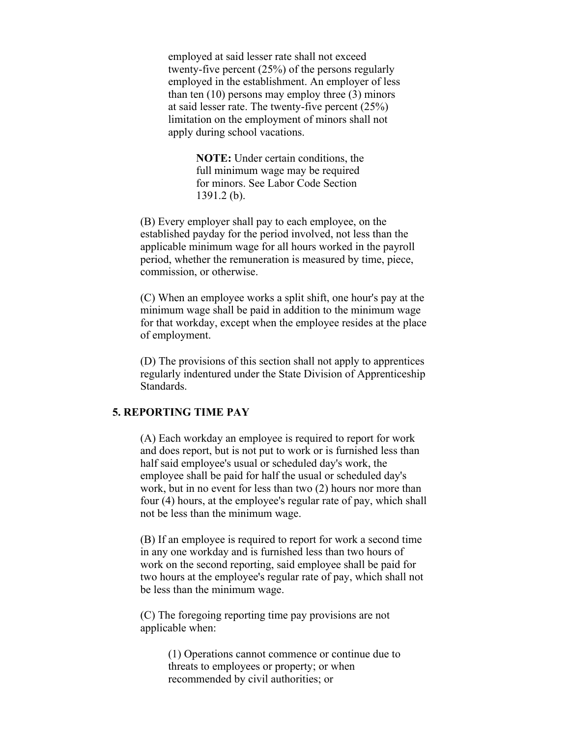employed at said lesser rate shall not exceed twenty-five percent (25%) of the persons regularly employed in the establishment. An employer of less than ten (10) persons may employ three (3) minors at said lesser rate. The twenty-five percent (25%) limitation on the employment of minors shall not apply during school vacations.

> **NOTE:** Under certain conditions, the full minimum wage may be required for minors. See Labor Code Section 1391.2 (b).

(B) Every employer shall pay to each employee, on the established payday for the period involved, not less than the applicable minimum wage for all hours worked in the payroll period, whether the remuneration is measured by time, piece, commission, or otherwise.

(C) When an employee works a split shift, one hour's pay at the minimum wage shall be paid in addition to the minimum wage for that workday, except when the employee resides at the place of employment.

(D) The provisions of this section shall not apply to apprentices regularly indentured under the State Division of Apprenticeship Standards.

### 5. REPORTING TIME PAY

(A) Each workday an employee is required to report for work and does report, but is not put to work or is furnished less than half said employee's usual or scheduled day's work, the employee shall be paid for half the usual or scheduled day's work, but in no event for less than two (2) hours nor more than four (4) hours, at the employee's regular rate of pay, which shall not be less than the minimum wage.

(B) If an employee is required to report for work a second time in any one workday and is furnished less than two hours of work on the second reporting, said employee shall be paid for two hours at the employee's regular rate of pay, which shall not be less than the minimum wage.

(C) The foregoing reporting time pay provisions are not applicable when:

(1) Operations cannot commence or continue due to threats to employees or property; or when recommended by civil authorities; or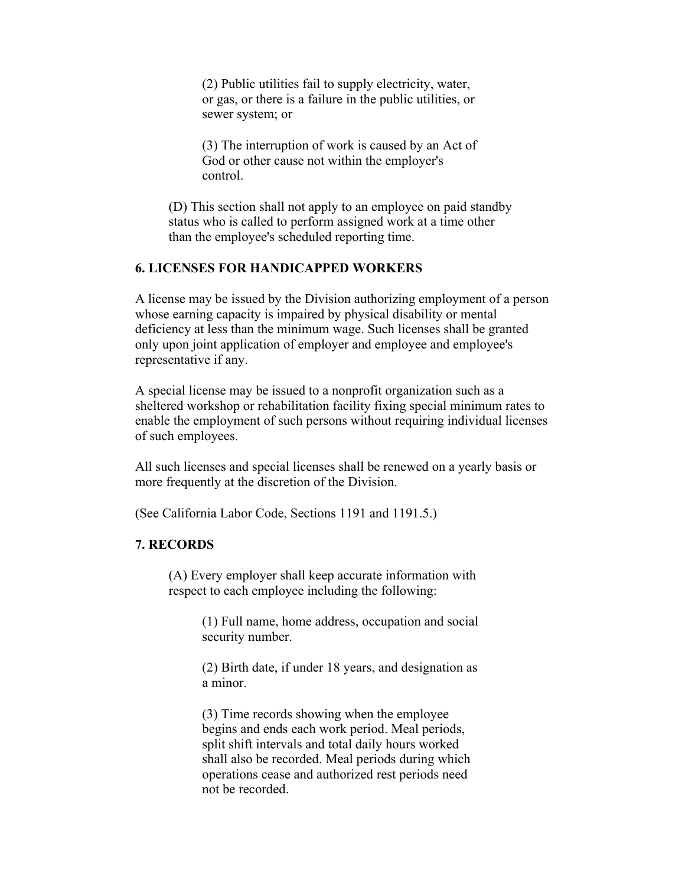(2) Public utilities fail to supply electricity, water, or gas, or there is a failure in the public utilities, or sewer system; or

(3) The interruption of work is caused by an Act of God or other cause not within the employer's control.

(D) This section shall not apply to an employee on paid standby status who is called to perform assigned work at a time other than the employee's scheduled reporting time.

### 6. LICENSES FOR HANDICAPPED WORKERS

A license may be issued by the Division authorizing employment of a person whose earning capacity is impaired by physical disability or mental deficiency at less than the minimum wage. Such licenses shall be granted only upon joint application of employer and employee and employee's representative if any.

A special license may be issued to a nonprofit organization such as a sheltered workshop or rehabilitation facility fixing special minimum rates to enable the employment of such persons without requiring individual licenses of such employees.

All such licenses and special licenses shall be renewed on a yearly basis or more frequently at the discretion of the Division.

(See California Labor Code, Sections 1191 and 1191.5.)

### 7. RECORDS

(A) Every employer shall keep accurate information with respect to each employee including the following:

(1) Full name, home address, occupation and social security number.

(2) Birth date, if under 18 years, and designation as a minor.

(3) Time records showing when the employee begins and ends each work period. Meal periods, split shift intervals and total daily hours worked shall also be recorded. Meal periods during which operations cease and authorized rest periods need not be recorded.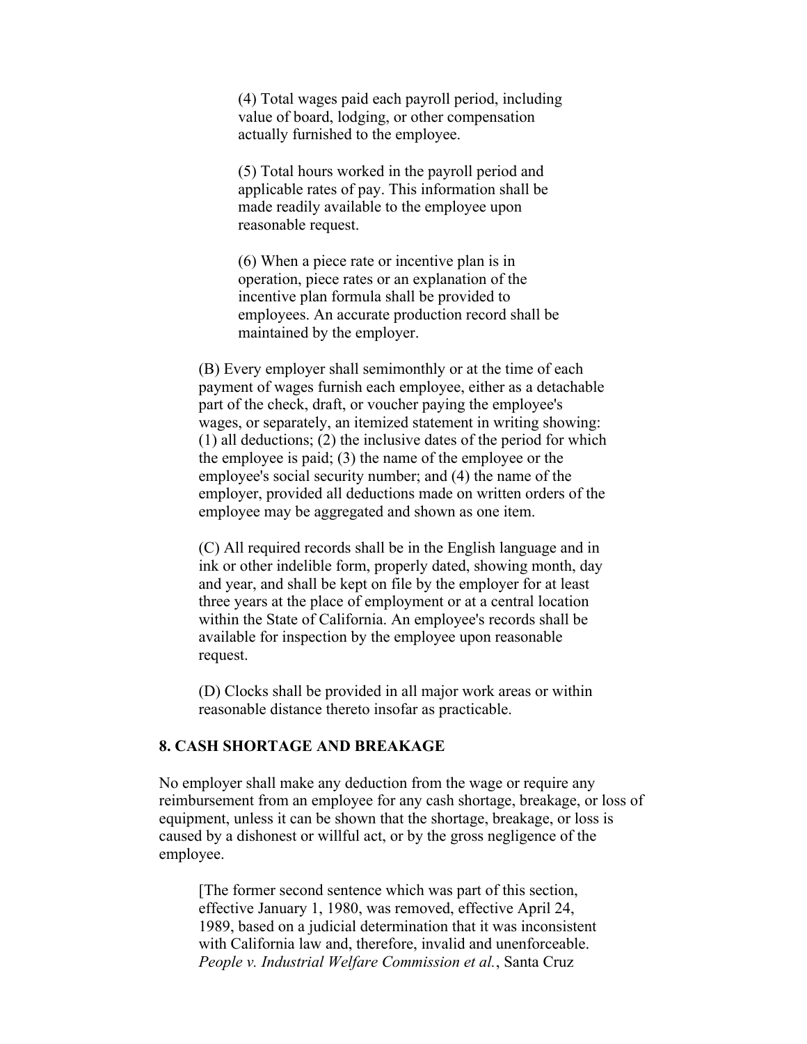(4) Total wages paid each payroll period, including value of board, lodging, or other compensation actually furnished to the employee.

(5) Total hours worked in the payroll period and applicable rates of pay. This information shall be made readily available to the employee upon reasonable request.

(6) When a piece rate or incentive plan is in operation, piece rates or an explanation of the incentive plan formula shall be provided to employees. An accurate production record shall be maintained by the employer.

(B) Every employer shall semimonthly or at the time of each payment of wages furnish each employee, either as a detachable part of the check, draft, or voucher paying the employee's wages, or separately, an itemized statement in writing showing: (1) all deductions; (2) the inclusive dates of the period for which the employee is paid; (3) the name of the employee or the employee's social security number; and (4) the name of the employer, provided all deductions made on written orders of the employee may be aggregated and shown as one item.

(C) All required records shall be in the English language and in ink or other indelible form, properly dated, showing month, day and year, and shall be kept on file by the employer for at least three years at the place of employment or at a central location within the State of California. An employee's records shall be available for inspection by the employee upon reasonable request.

(D) Clocks shall be provided in all major work areas or within reasonable distance thereto insofar as practicable.

### 8. CASH SHORTAGE AND BREAKAGE

No employer shall make any deduction from the wage or require any reimbursement from an employee for any cash shortage, breakage, or loss of equipment, unless it can be shown that the shortage, breakage, or loss is caused by a dishonest or willful act, or by the gross negligence of the employee.

[The former second sentence which was part of this section, effective January 1, 1980, was removed, effective April 24, 1989, based on a judicial determination that it was inconsistent with California law and, therefore, invalid and unenforceable. *People v. Industrial Welfare Commission et al.*, Santa Cruz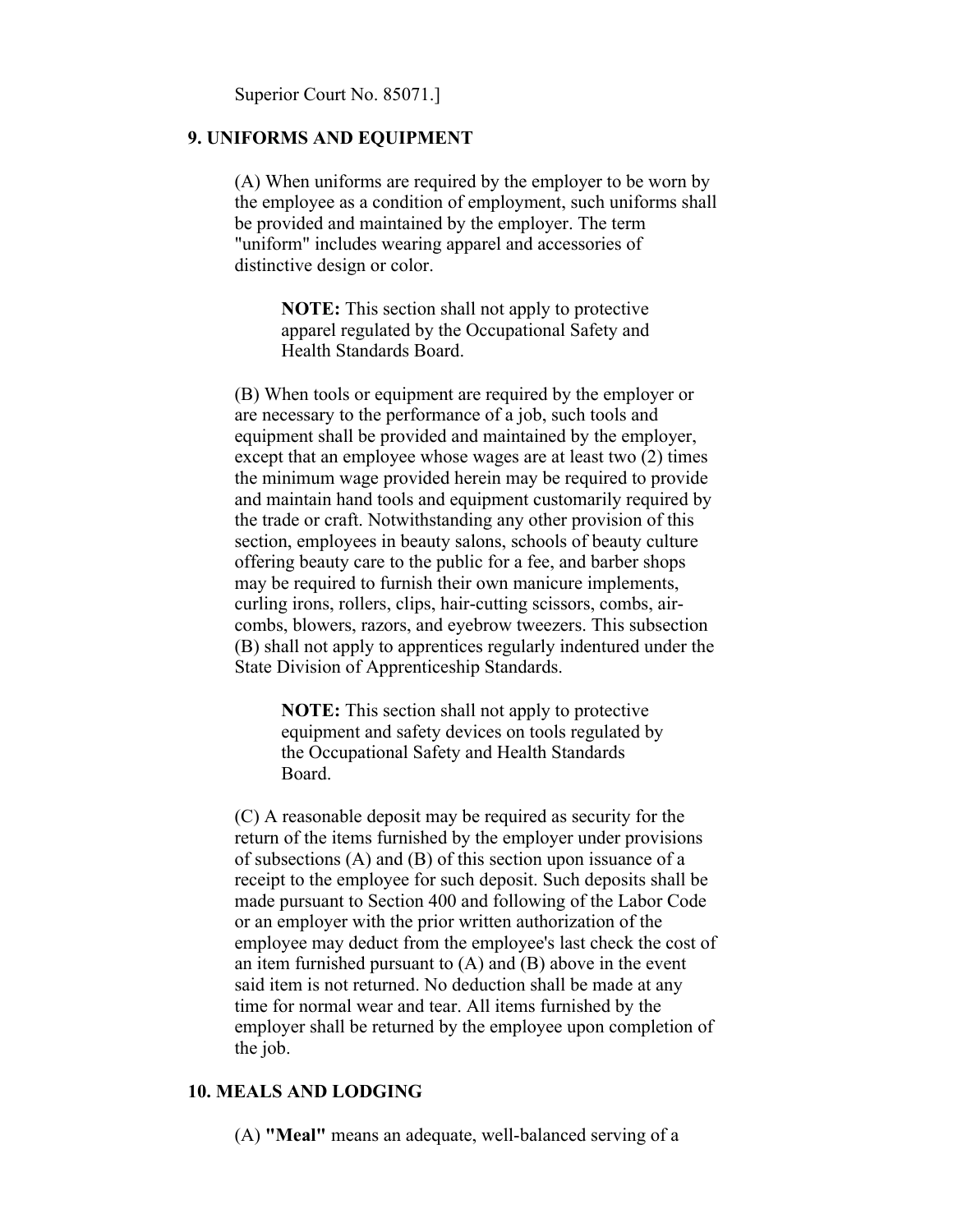Superior Court No. 85071.]

## 9. UNIFORMS AND EQUIPMENT

(A) When uniforms are required by the employer to be worn by the employee as a condition of employment, such uniforms shall be provided and maintained by the employer. The term "uniform" includes wearing apparel and accessories of distinctive design or color.

> **NOTE:** This section shall not apply to protective apparel regulated by the Occupational Safety and Health Standards Board.

(B) When tools or equipment are required by the employer or are necessary to the performance of a job, such tools and equipment shall be provided and maintained by the employer, except that an employee whose wages are at least two (2) times the minimum wage provided herein may be required to provide and maintain hand tools and equipment customarily required by the trade or craft. Notwithstanding any other provision of this section, employees in beauty salons, schools of beauty culture offering beauty care to the public for a fee, and barber shops may be required to furnish their own manicure implements, curling irons, rollers, clips, hair-cutting scissors, combs, air-combs, blowers, razors, and eyebrow tweezers. This subsection (B) shall not apply to apprentices regularly indentured under the State Division of Apprenticeship Standards.

> **NOTE:** This section shall not apply to protective equipment and safety devices on tools regulated by the Occupational Safety and Health Standards Board.

(C) A reasonable deposit may be required as security for the return of the items furnished by the employer under provisions of subsections (A) and (B) of this section upon issuance of a receipt to the employee for such deposit. Such deposits shall be made pursuant to Section 400 and following of the Labor Code or an employer with the prior written authorization of the employee may deduct from the employee's last check the cost of an item furnished pursuant to (A) and (B) above in the event said item is not returned. No deduction shall be made at any time for normal wear and tear. All items furnished by the employer shall be returned by the employee upon completion of the job.

## 10. MEALS AND LODGING

(A) **"Meal"** means an adequate, well-balanced serving of a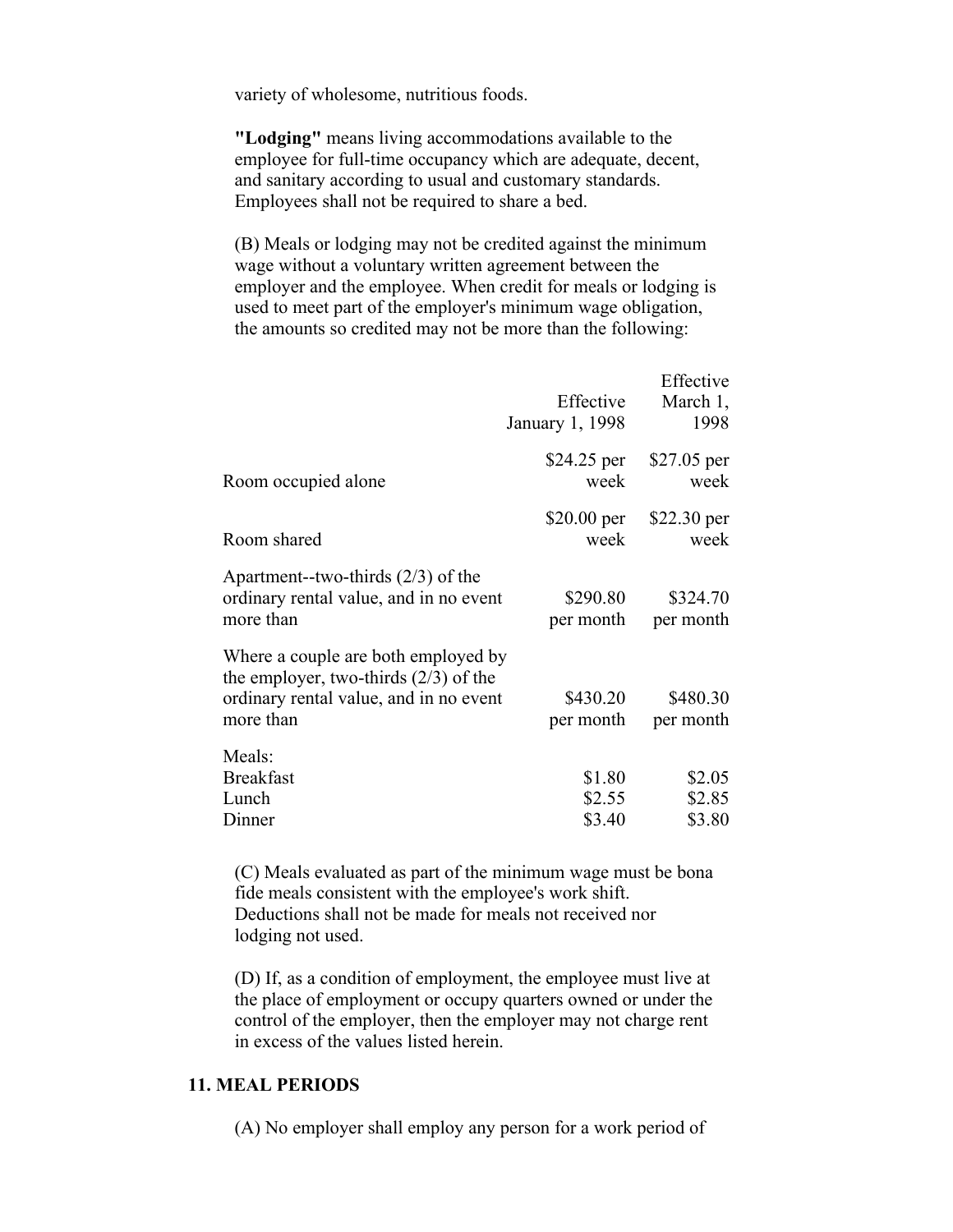variety of wholesome, nutritious foods.

**"Lodging"** means living accommodations available to the employee for full-time occupancy which are adequate, decent, and sanitary according to usual and customary standards. Employees shall not be required to share a bed.

(B) Meals or lodging may not be credited against the minimum wage without a voluntary written agreement between the employer and the employee. When credit for meals or lodging is used to meet part of the employer's minimum wage obligation, the amounts so credited may not be more than the following:

| | Effective January 1, 1998 | Effective March 1, 1998 |
|---|---|---|
| Room occupied alone | $24.25 per week | $27.05 per week |
| Room shared | $20.00 per week | $22.30 per week |
| Apartment--two-thirds (2/3) of the ordinary rental value, and in no event more than | $290.80 per month | $324.70 per month |
| Where a couple are both employed by the employer, two-thirds (2/3) of the ordinary rental value, and in no event more than | $430.20 per month | $480.30 per month |
| Meals: | | |
| Breakfast | $1.80 | $2.05 |
| Lunch | $2.55 | $2.85 |
| Dinner | $3.40 | $3.80 |

(C) Meals evaluated as part of the minimum wage must be bona fide meals consistent with the employee's work shift. Deductions shall not be made for meals not received nor lodging not used.

(D) If, as a condition of employment, the employee must live at the place of employment or occupy quarters owned or under the control of the employer, then the employer may not charge rent in excess of the values listed herein.

## 11. MEAL PERIODS

(A) No employer shall employ any person for a work period of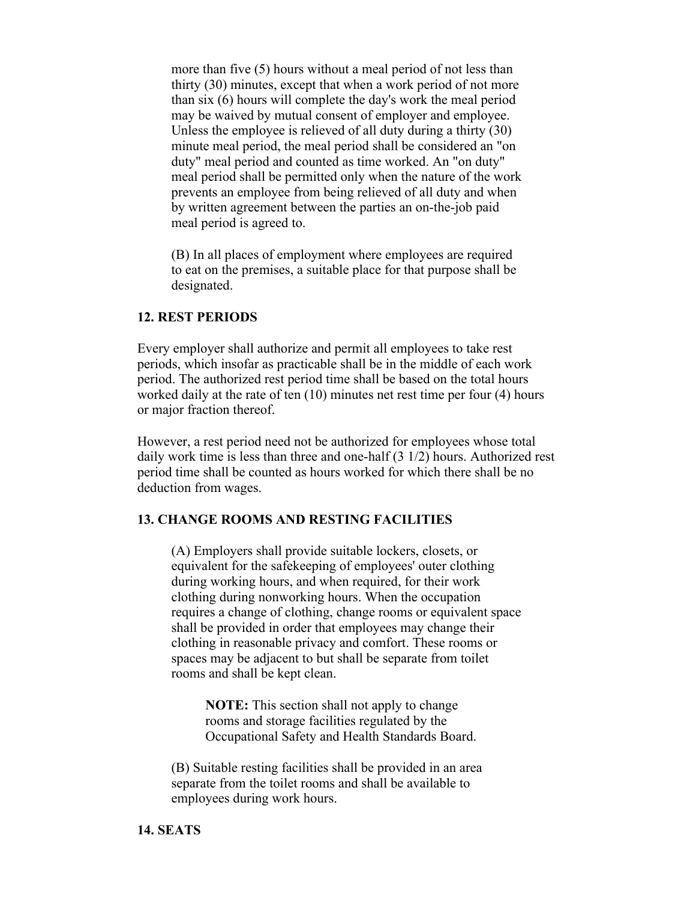more than five (5) hours without a meal period of not less than thirty (30) minutes, except that when a work period of not more than six (6) hours will complete the day's work the meal period may be waived by mutual consent of employer and employee. Unless the employee is relieved of all duty during a thirty (30) minute meal period, the meal period shall be considered an "on duty" meal period and counted as time worked. An "on duty" meal period shall be permitted only when the nature of the work prevents an employee from being relieved of all duty and when by written agreement between the parties an on-the-job paid meal period is agreed to.

(B) In all places of employment where employees are required to eat on the premises, a suitable place for that purpose shall be designated.

**12. REST PERIODS**

Every employer shall authorize and permit all employees to take rest periods, which insofar as practicable shall be in the middle of each work period. The authorized rest period time shall be based on the total hours worked daily at the rate of ten (10) minutes net rest time per four (4) hours or major fraction thereof.

However, a rest period need not be authorized for employees whose total daily work time is less than three and one-half (3 1/2) hours. Authorized rest period time shall be counted as hours worked for which there shall be no deduction from wages.

**13. CHANGE ROOMS AND RESTING FACILITIES**

(A) Employers shall provide suitable lockers, closets, or equivalent for the safekeeping of employees' outer clothing during working hours, and when required, for their work clothing during nonworking hours. When the occupation requires a change of clothing, change rooms or equivalent space shall be provided in order that employees may change their clothing in reasonable privacy and comfort. These rooms or spaces may be adjacent to but shall be separate from toilet rooms and shall be kept clean.

> **NOTE:** This section shall not apply to change rooms and storage facilities regulated by the Occupational Safety and Health Standards Board.

(B) Suitable resting facilities shall be provided in an area separate from the toilet rooms and shall be available to employees during work hours.

**14. SEATS**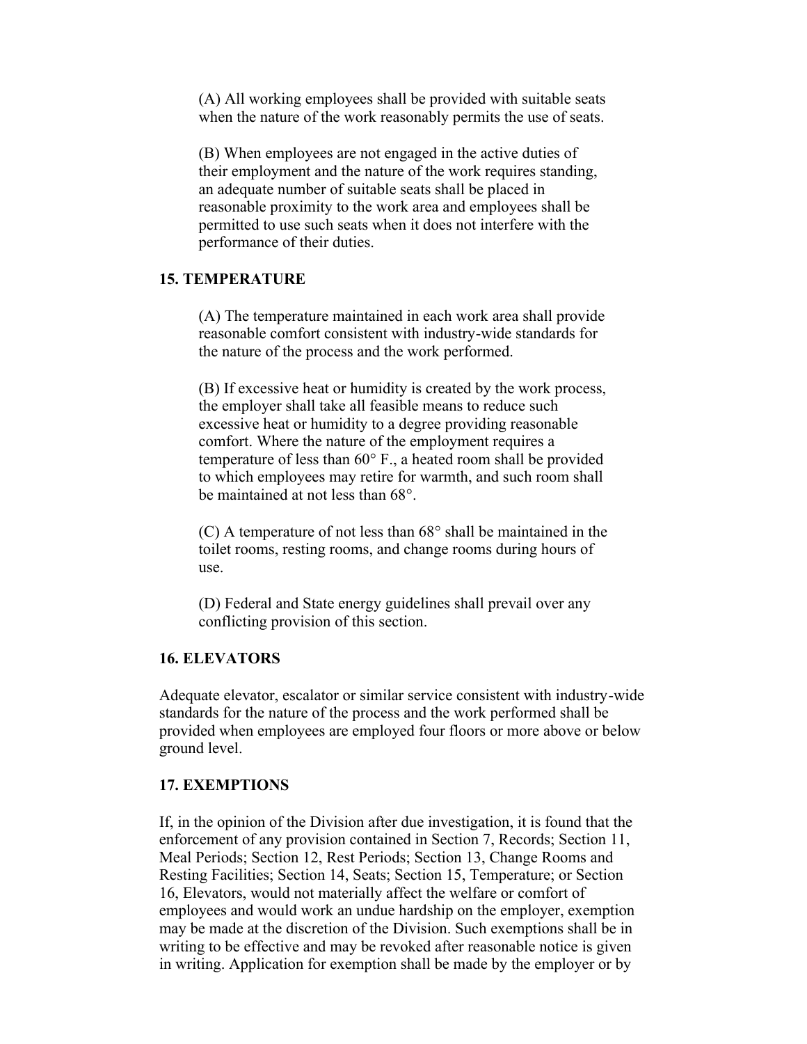(A) All working employees shall be provided with suitable seats when the nature of the work reasonably permits the use of seats.

(B) When employees are not engaged in the active duties of their employment and the nature of the work requires standing, an adequate number of suitable seats shall be placed in reasonable proximity to the work area and employees shall be permitted to use such seats when it does not interfere with the performance of their duties.

## 15. TEMPERATURE

(A) The temperature maintained in each work area shall provide reasonable comfort consistent with industry-wide standards for the nature of the process and the work performed.

(B) If excessive heat or humidity is created by the work process, the employer shall take all feasible means to reduce such excessive heat or humidity to a degree providing reasonable comfort. Where the nature of the employment requires a temperature of less than 60° F., a heated room shall be provided to which employees may retire for warmth, and such room shall be maintained at not less than 68°.

(C) A temperature of not less than 68° shall be maintained in the toilet rooms, resting rooms, and change rooms during hours of use.

(D) Federal and State energy guidelines shall prevail over any conflicting provision of this section.

## 16. ELEVATORS

Adequate elevator, escalator or similar service consistent with industry-wide standards for the nature of the process and the work performed shall be provided when employees are employed four floors or more above or below ground level.

## 17. EXEMPTIONS

If, in the opinion of the Division after due investigation, it is found that the enforcement of any provision contained in Section 7, Records; Section 11, Meal Periods; Section 12, Rest Periods; Section 13, Change Rooms and Resting Facilities; Section 14, Seats; Section 15, Temperature; or Section 16, Elevators, would not materially affect the welfare or comfort of employees and would work an undue hardship on the employer, exemption may be made at the discretion of the Division. Such exemptions shall be in writing to be effective and may be revoked after reasonable notice is given in writing. Application for exemption shall be made by the employer or by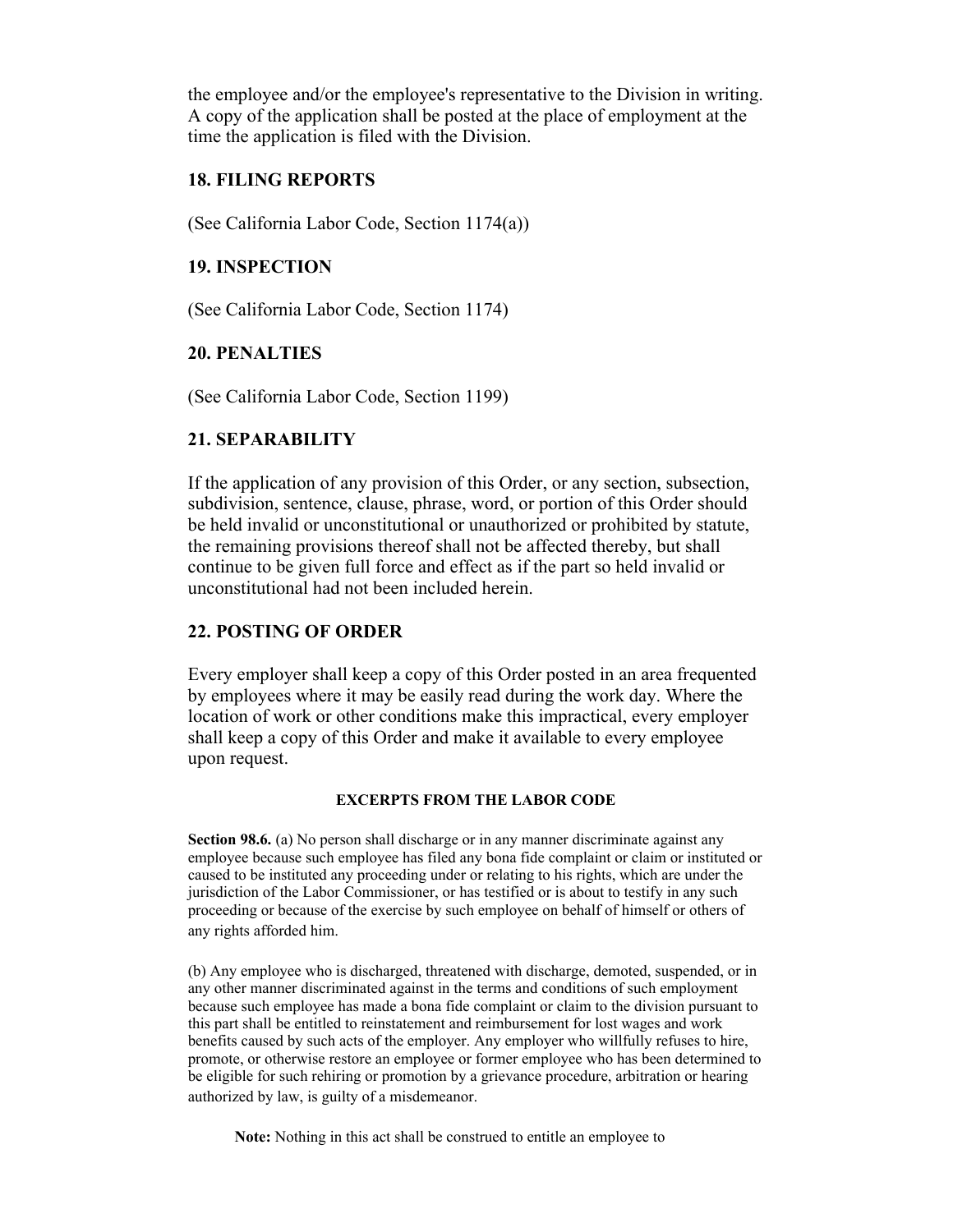the employee and/or the employee's representative to the Division in writing. A copy of the application shall be posted at the place of employment at the time the application is filed with the Division.

### 18. FILING REPORTS

(See California Labor Code, Section 1174(a))

### 19. INSPECTION

(See California Labor Code, Section 1174)

### 20. PENALTIES

(See California Labor Code, Section 1199)

### 21. SEPARABILITY

If the application of any provision of this Order, or any section, subsection, subdivision, sentence, clause, phrase, word, or portion of this Order should be held invalid or unconstitutional or unauthorized or prohibited by statute, the remaining provisions thereof shall not be affected thereby, but shall continue to be given full force and effect as if the part so held invalid or unconstitutional had not been included herein.

### 22. POSTING OF ORDER

Every employer shall keep a copy of this Order posted in an area frequented by employees where it may be easily read during the work day. Where the location of work or other conditions make this impractical, every employer shall keep a copy of this Order and make it available to every employee upon request.

#### EXCERPTS FROM THE LABOR CODE

**Section 98.6.** (a) No person shall discharge or in any manner discriminate against any employee because such employee has filed any bona fide complaint or claim or instituted or caused to be instituted any proceeding under or relating to his rights, which are under the jurisdiction of the Labor Commissioner, or has testified or is about to testify in any such proceeding or because of the exercise by such employee on behalf of himself or others of any rights afforded him.

(b) Any employee who is discharged, threatened with discharge, demoted, suspended, or in any other manner discriminated against in the terms and conditions of such employment because such employee has made a bona fide complaint or claim to the division pursuant to this part shall be entitled to reinstatement and reimbursement for lost wages and work benefits caused by such acts of the employer. Any employer who willfully refuses to hire, promote, or otherwise restore an employee or former employee who has been determined to be eligible for such rehiring or promotion by a grievance procedure, arbitration or hearing authorized by law, is guilty of a misdemeanor.

**Note:** Nothing in this act shall be construed to entitle an employee to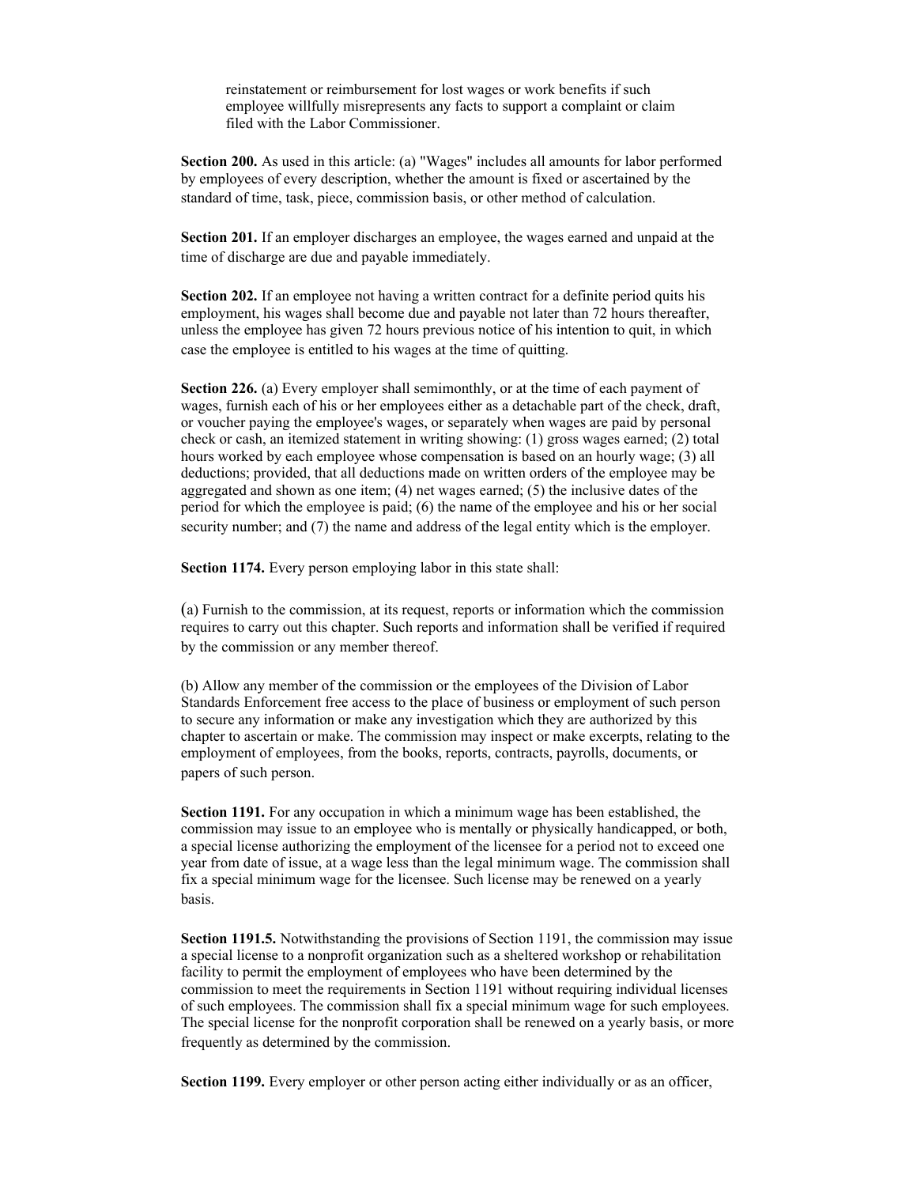reinstatement or reimbursement for lost wages or work benefits if such employee willfully misrepresents any facts to support a complaint or claim filed with the Labor Commissioner.

**Section 200.** As used in this article: (a) "Wages" includes all amounts for labor performed by employees of every description, whether the amount is fixed or ascertained by the standard of time, task, piece, commission basis, or other method of calculation.

**Section 201.** If an employer discharges an employee, the wages earned and unpaid at the time of discharge are due and payable immediately.

**Section 202.** If an employee not having a written contract for a definite period quits his employment, his wages shall become due and payable not later than 72 hours thereafter, unless the employee has given 72 hours previous notice of his intention to quit, in which case the employee is entitled to his wages at the time of quitting.

**Section 226.** (a) Every employer shall semimonthly, or at the time of each payment of wages, furnish each of his or her employees either as a detachable part of the check, draft, or voucher paying the employee's wages, or separately when wages are paid by personal check or cash, an itemized statement in writing showing: (1) gross wages earned; (2) total hours worked by each employee whose compensation is based on an hourly wage; (3) all deductions; provided, that all deductions made on written orders of the employee may be aggregated and shown as one item; (4) net wages earned; (5) the inclusive dates of the period for which the employee is paid; (6) the name of the employee and his or her social security number; and (7) the name and address of the legal entity which is the employer.

**Section 1174.** Every person employing labor in this state shall:

(a) Furnish to the commission, at its request, reports or information which the commission requires to carry out this chapter. Such reports and information shall be verified if required by the commission or any member thereof.

(b) Allow any member of the commission or the employees of the Division of Labor Standards Enforcement free access to the place of business or employment of such person to secure any information or make any investigation which they are authorized by this chapter to ascertain or make. The commission may inspect or make excerpts, relating to the employment of employees, from the books, reports, contracts, payrolls, documents, or papers of such person.

**Section 1191.** For any occupation in which a minimum wage has been established, the commission may issue to an employee who is mentally or physically handicapped, or both, a special license authorizing the employment of the licensee for a period not to exceed one year from date of issue, at a wage less than the legal minimum wage. The commission shall fix a special minimum wage for the licensee. Such license may be renewed on a yearly basis.

**Section 1191.5.** Notwithstanding the provisions of Section 1191, the commission may issue a special license to a nonprofit organization such as a sheltered workshop or rehabilitation facility to permit the employment of employees who have been determined by the commission to meet the requirements in Section 1191 without requiring individual licenses of such employees. The commission shall fix a special minimum wage for such employees. The special license for the nonprofit corporation shall be renewed on a yearly basis, or more frequently as determined by the commission.

**Section 1199.** Every employer or other person acting either individually or as an officer,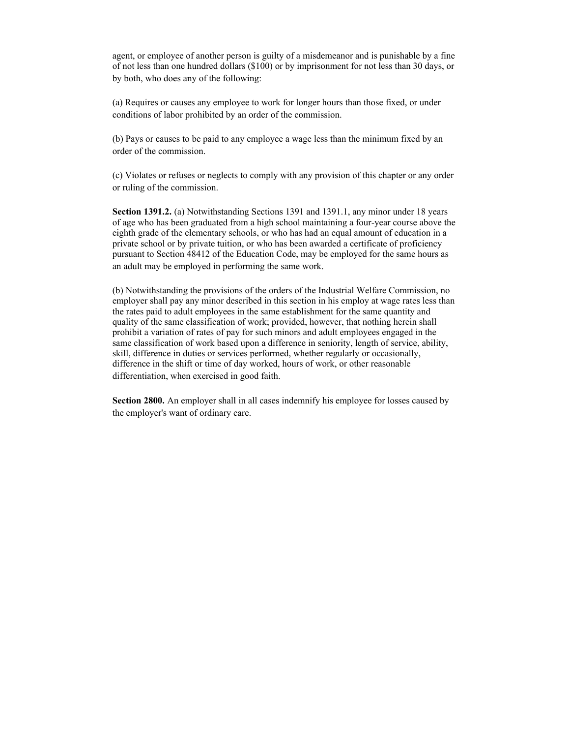agent, or employee of another person is guilty of a misdemeanor and is punishable by a fine of not less than one hundred dollars ($100) or by imprisonment for not less than 30 days, or by both, who does any of the following:

(a) Requires or causes any employee to work for longer hours than those fixed, or under conditions of labor prohibited by an order of the commission.

(b) Pays or causes to be paid to any employee a wage less than the minimum fixed by an order of the commission.

(c) Violates or refuses or neglects to comply with any provision of this chapter or any order or ruling of the commission.

**Section 1391.2.** (a) Notwithstanding Sections 1391 and 1391.1, any minor under 18 years of age who has been graduated from a high school maintaining a four-year course above the eighth grade of the elementary schools, or who has had an equal amount of education in a private school or by private tuition, or who has been awarded a certificate of proficiency pursuant to Section 48412 of the Education Code, may be employed for the same hours as an adult may be employed in performing the same work.

(b) Notwithstanding the provisions of the orders of the Industrial Welfare Commission, no employer shall pay any minor described in this section in his employ at wage rates less than the rates paid to adult employees in the same establishment for the same quantity and quality of the same classification of work; provided, however, that nothing herein shall prohibit a variation of rates of pay for such minors and adult employees engaged in the same classification of work based upon a difference in seniority, length of service, ability, skill, difference in duties or services performed, whether regularly or occasionally, difference in the shift or time of day worked, hours of work, or other reasonable differentiation, when exercised in good faith.

**Section 2800.** An employer shall in all cases indemnify his employee for losses caused by the employer's want of ordinary care.